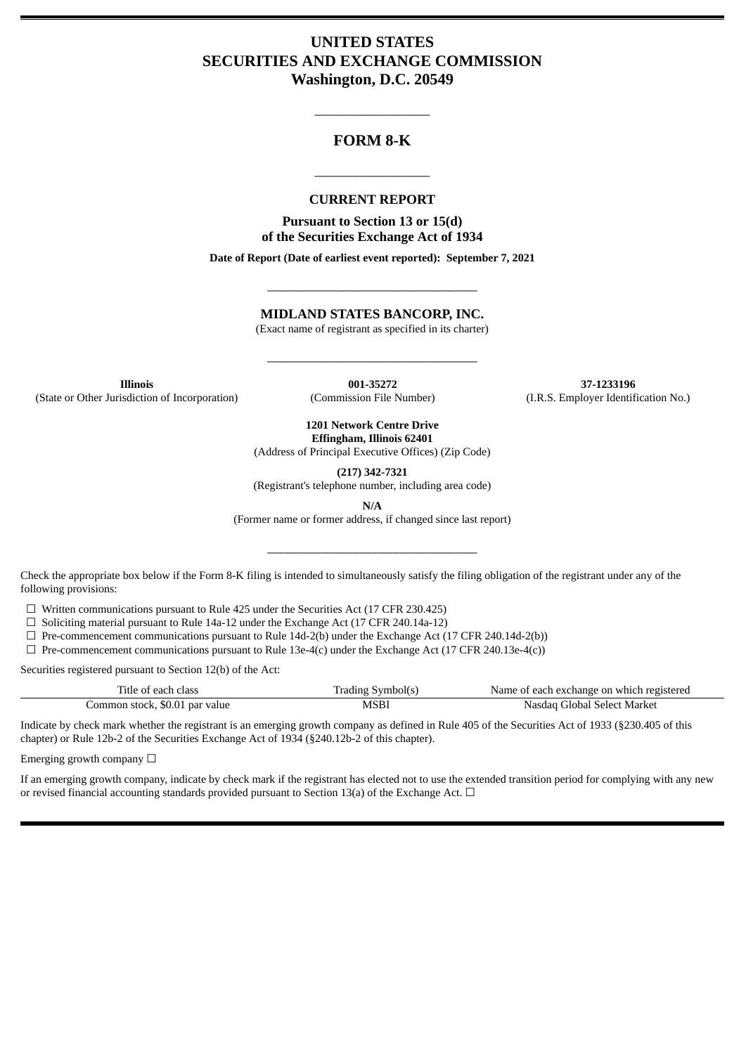# UNITED STATES
# SECURITIES AND EXCHANGE COMMISSION
**Washington, D.C. 20549**

---

## FORM 8-K

---

### CURRENT REPORT

**Pursuant to Section 13 or 15(d)**
**of the Securities Exchange Act of 1934**

**Date of Report (Date of earliest event reported): September 7, 2021**

---

## MIDLAND STATES BANCORP, INC.

(Exact name of registrant as specified in its charter)

---

| **Illinois** | **001-35272** | **37-1233196** |
|---|---|---|
| (State or Other Jurisdiction of Incorporation) | (Commission File Number) | (I.R.S. Employer Identification No.) |

**1201 Network Centre Drive**
**Effingham, Illinois 62401**
(Address of Principal Executive Offices) (Zip Code)

**(217) 342-7321**
(Registrant's telephone number, including area code)

**N/A**
(Former name or former address, if changed since last report)

---

Check the appropriate box below if the Form 8-K filing is intended to simultaneously satisfy the filing obligation of the registrant under any of the following provisions:

☐ Written communications pursuant to Rule 425 under the Securities Act (17 CFR 230.425)
☐ Soliciting material pursuant to Rule 14a-12 under the Exchange Act (17 CFR 240.14a-12)
☐ Pre-commencement communications pursuant to Rule 14d-2(b) under the Exchange Act (17 CFR 240.14d-2(b))
☐ Pre-commencement communications pursuant to Rule 13e-4(c) under the Exchange Act (17 CFR 240.13e-4(c))

Securities registered pursuant to Section 12(b) of the Act:

| Title of each class | Trading Symbol(s) | Name of each exchange on which registered |
|---|---|---|
| Common stock, $0.01 par value | MSBI | Nasdaq Global Select Market |

Indicate by check mark whether the registrant is an emerging growth company as defined in Rule 405 of the Securities Act of 1933 (§230.405 of this chapter) or Rule 12b-2 of the Securities Exchange Act of 1934 (§240.12b-2 of this chapter).

Emerging growth company ☐

If an emerging growth company, indicate by check mark if the registrant has elected not to use the extended transition period for complying with any new or revised financial accounting standards provided pursuant to Section 13(a) of the Exchange Act. ☐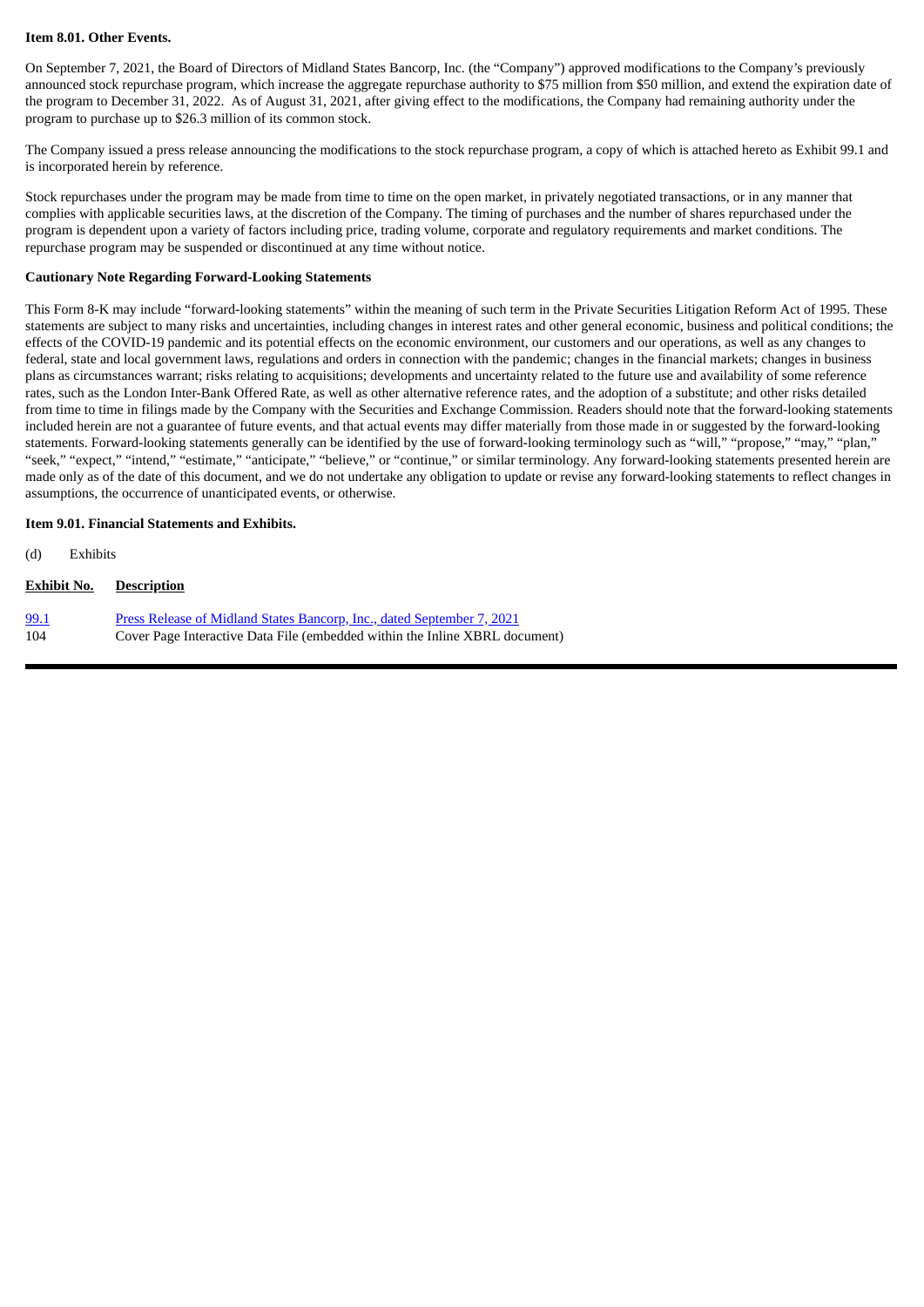**Item 8.01. Other Events.**

On September 7, 2021, the Board of Directors of Midland States Bancorp, Inc. (the "Company") approved modifications to the Company's previously announced stock repurchase program, which increase the aggregate repurchase authority to $75 million from $50 million, and extend the expiration date of the program to December 31, 2022. As of August 31, 2021, after giving effect to the modifications, the Company had remaining authority under the program to purchase up to $26.3 million of its common stock.

The Company issued a press release announcing the modifications to the stock repurchase program, a copy of which is attached hereto as Exhibit 99.1 and is incorporated herein by reference.

Stock repurchases under the program may be made from time to time on the open market, in privately negotiated transactions, or in any manner that complies with applicable securities laws, at the discretion of the Company. The timing of purchases and the number of shares repurchased under the program is dependent upon a variety of factors including price, trading volume, corporate and regulatory requirements and market conditions. The repurchase program may be suspended or discontinued at any time without notice.

**Cautionary Note Regarding Forward-Looking Statements**

This Form 8-K may include "forward-looking statements" within the meaning of such term in the Private Securities Litigation Reform Act of 1995. These statements are subject to many risks and uncertainties, including changes in interest rates and other general economic, business and political conditions; the effects of the COVID-19 pandemic and its potential effects on the economic environment, our customers and our operations, as well as any changes to federal, state and local government laws, regulations and orders in connection with the pandemic; changes in the financial markets; changes in business plans as circumstances warrant; risks relating to acquisitions; developments and uncertainty related to the future use and availability of some reference rates, such as the London Inter-Bank Offered Rate, as well as other alternative reference rates, and the adoption of a substitute; and other risks detailed from time to time in filings made by the Company with the Securities and Exchange Commission. Readers should note that the forward-looking statements included herein are not a guarantee of future events, and that actual events may differ materially from those made in or suggested by the forward-looking statements. Forward-looking statements generally can be identified by the use of forward-looking terminology such as "will," "propose," "may," "plan," "seek," "expect," "intend," "estimate," "anticipate," "believe," or "continue," or similar terminology. Any forward-looking statements presented herein are made only as of the date of this document, and we do not undertake any obligation to update or revise any forward-looking statements to reflect changes in assumptions, the occurrence of unanticipated events, or otherwise.

**Item 9.01. Financial Statements and Exhibits.**

(d) Exhibits

| Exhibit No. | Description |
|---|---|
| 99.1 | Press Release of Midland States Bancorp, Inc., dated September 7, 2021 |
| 104 | Cover Page Interactive Data File (embedded within the Inline XBRL document) |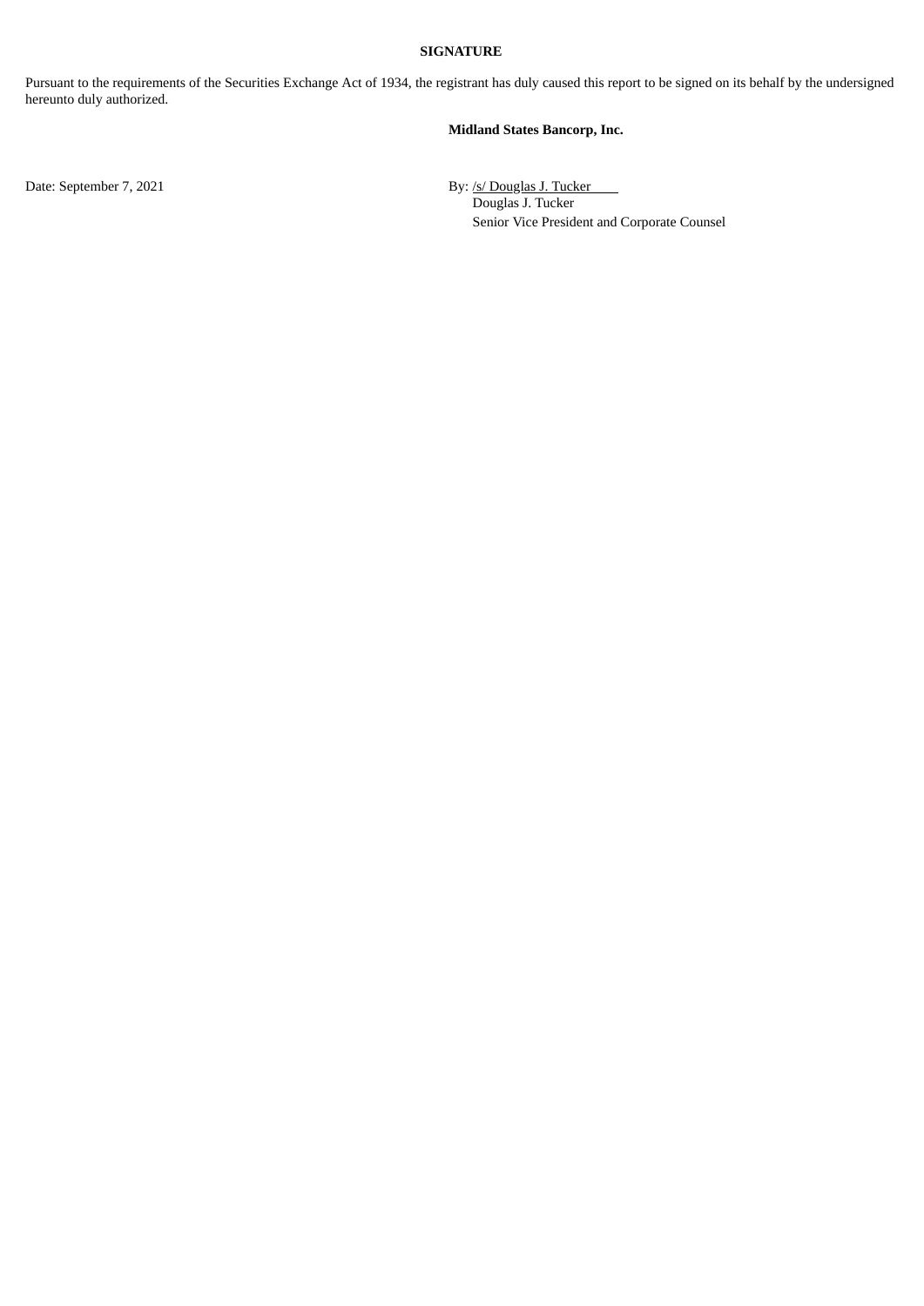**SIGNATURE**

Pursuant to the requirements of the Securities Exchange Act of 1934, the registrant has duly caused this report to be signed on its behalf by the undersigned hereunto duly authorized.

**Midland States Bancorp, Inc.**

Date: September 7, 2021

By: /s/ Douglas J. Tucker
Douglas J. Tucker
Senior Vice President and Corporate Counsel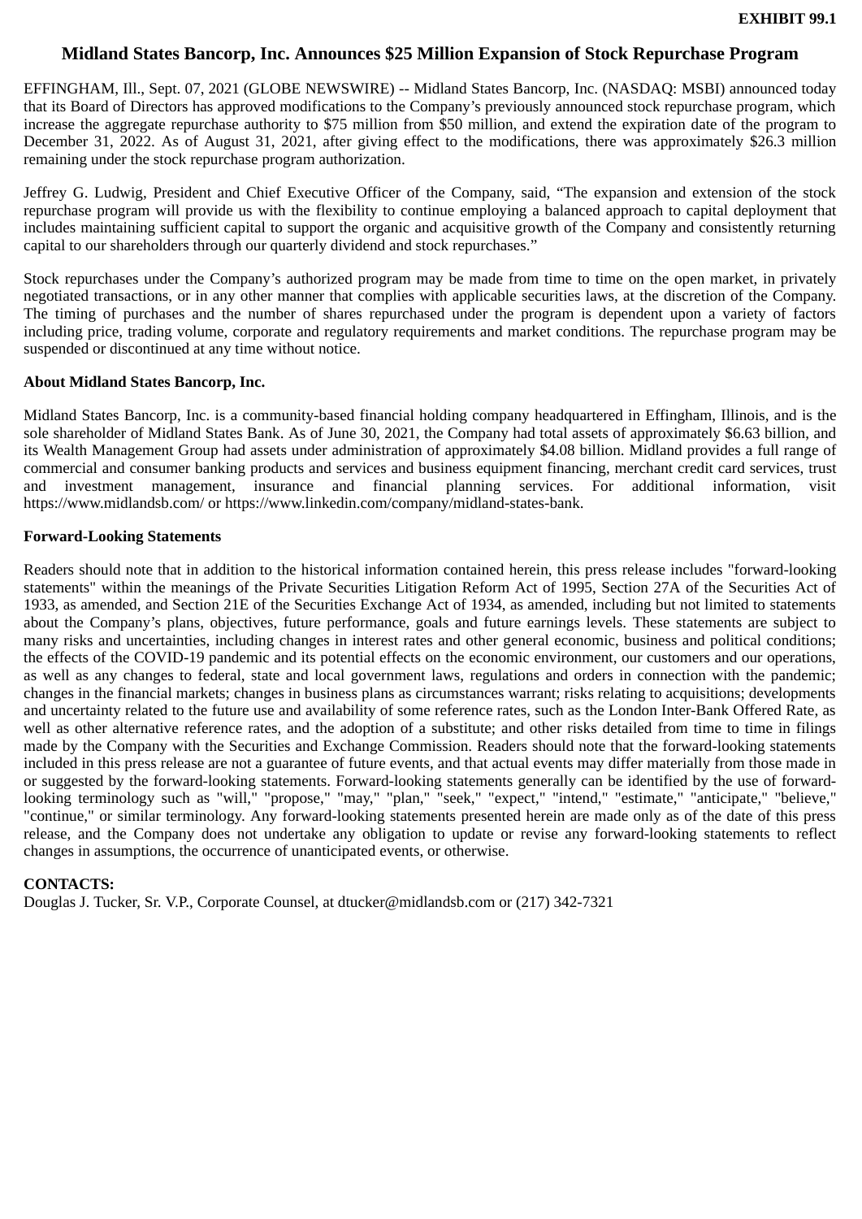**EXHIBIT 99.1**

# Midland States Bancorp, Inc. Announces $25 Million Expansion of Stock Repurchase Program

EFFINGHAM, Ill., Sept. 07, 2021 (GLOBE NEWSWIRE) -- Midland States Bancorp, Inc. (NASDAQ: MSBI) announced today that its Board of Directors has approved modifications to the Company's previously announced stock repurchase program, which increase the aggregate repurchase authority to $75 million from $50 million, and extend the expiration date of the program to December 31, 2022. As of August 31, 2021, after giving effect to the modifications, there was approximately $26.3 million remaining under the stock repurchase program authorization.

Jeffrey G. Ludwig, President and Chief Executive Officer of the Company, said, "The expansion and extension of the stock repurchase program will provide us with the flexibility to continue employing a balanced approach to capital deployment that includes maintaining sufficient capital to support the organic and acquisitive growth of the Company and consistently returning capital to our shareholders through our quarterly dividend and stock repurchases."

Stock repurchases under the Company's authorized program may be made from time to time on the open market, in privately negotiated transactions, or in any other manner that complies with applicable securities laws, at the discretion of the Company. The timing of purchases and the number of shares repurchased under the program is dependent upon a variety of factors including price, trading volume, corporate and regulatory requirements and market conditions. The repurchase program may be suspended or discontinued at any time without notice.

**About Midland States Bancorp, Inc.**

Midland States Bancorp, Inc. is a community-based financial holding company headquartered in Effingham, Illinois, and is the sole shareholder of Midland States Bank. As of June 30, 2021, the Company had total assets of approximately $6.63 billion, and its Wealth Management Group had assets under administration of approximately $4.08 billion. Midland provides a full range of commercial and consumer banking products and services and business equipment financing, merchant credit card services, trust and investment management, insurance and financial planning services. For additional information, visit https://www.midlandsb.com/ or https://www.linkedin.com/company/midland-states-bank.

**Forward-Looking Statements**

Readers should note that in addition to the historical information contained herein, this press release includes "forward-looking statements" within the meanings of the Private Securities Litigation Reform Act of 1995, Section 27A of the Securities Act of 1933, as amended, and Section 21E of the Securities Exchange Act of 1934, as amended, including but not limited to statements about the Company's plans, objectives, future performance, goals and future earnings levels. These statements are subject to many risks and uncertainties, including changes in interest rates and other general economic, business and political conditions; the effects of the COVID-19 pandemic and its potential effects on the economic environment, our customers and our operations, as well as any changes to federal, state and local government laws, regulations and orders in connection with the pandemic; changes in the financial markets; changes in business plans as circumstances warrant; risks relating to acquisitions; developments and uncertainty related to the future use and availability of some reference rates, such as the London Inter-Bank Offered Rate, as well as other alternative reference rates, and the adoption of a substitute; and other risks detailed from time to time in filings made by the Company with the Securities and Exchange Commission. Readers should note that the forward-looking statements included in this press release are not a guarantee of future events, and that actual events may differ materially from those made in or suggested by the forward-looking statements. Forward-looking statements generally can be identified by the use of forward-looking terminology such as "will," "propose," "may," "plan," "seek," "expect," "intend," "estimate," "anticipate," "believe," "continue," or similar terminology. Any forward-looking statements presented herein are made only as of the date of this press release, and the Company does not undertake any obligation to update or revise any forward-looking statements to reflect changes in assumptions, the occurrence of unanticipated events, or otherwise.

**CONTACTS:**
Douglas J. Tucker, Sr. V.P., Corporate Counsel, at dtucker@midlandsb.com or (217) 342-7321